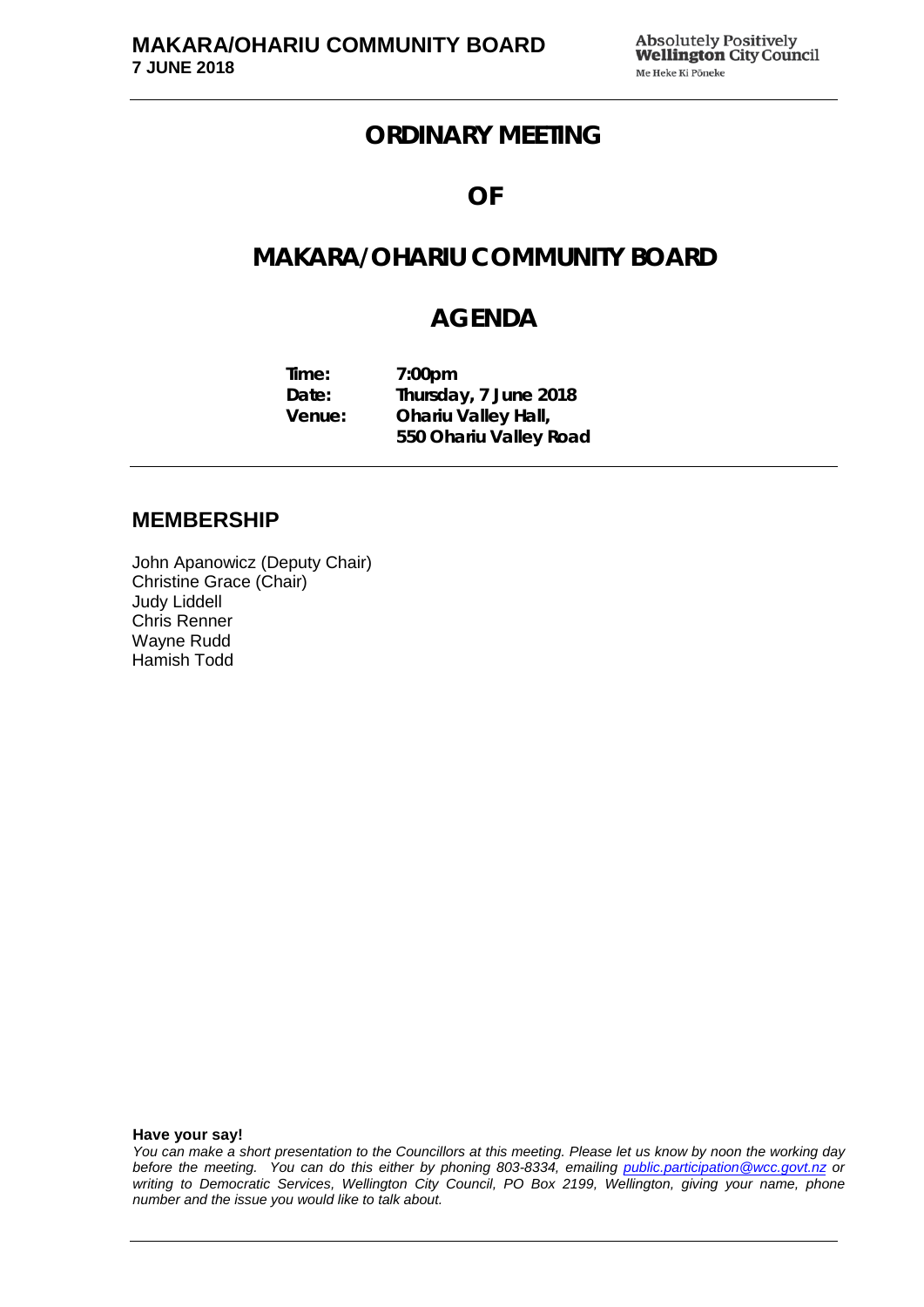# ORDINARY MEETING

# OF

# MAKARA/OHARIU COMMUNITY BOARD

# AGENDA

**Time:** 7:00pm
**Date:** Thursday, 7 June 2018
**Venue:** Ohariu Valley Hall,
550 Ohariu Valley Road

## MEMBERSHIP

John Apanowicz (Deputy Chair)
Christine Grace (Chair)
Judy Liddell
Chris Renner
Wayne Rudd
Hamish Todd

**Have your say!**

*You can make a short presentation to the Councillors at this meeting. Please let us know by noon the working day before the meeting. You can do this either by phoning 803-8334, emailing public.participation@wcc.govt.nz or writing to Democratic Services, Wellington City Council, PO Box 2199, Wellington, giving your name, phone number and the issue you would like to talk about.*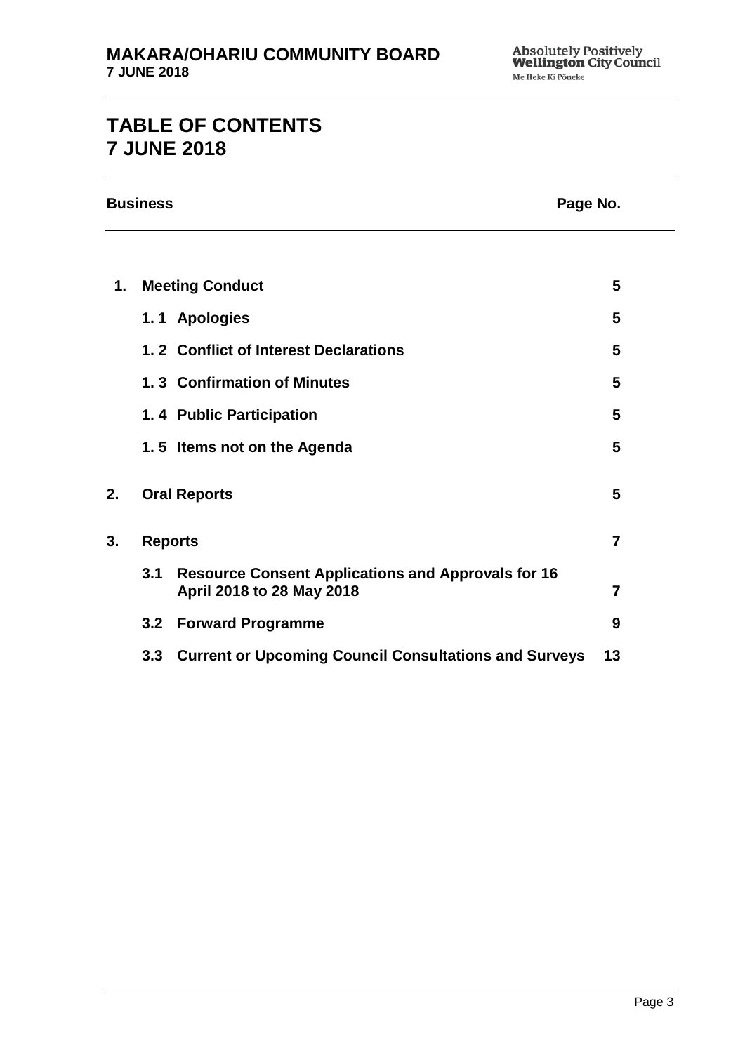# TABLE OF CONTENTS
# 7 JUNE 2018

| Business | | | Page No. |
|---|---|---|---|
| **1.** | **Meeting Conduct** | | **5** |
| | **1. 1** | **Apologies** | **5** |
| | **1. 2** | **Conflict of Interest Declarations** | **5** |
| | **1. 3** | **Confirmation of Minutes** | **5** |
| | **1. 4** | **Public Participation** | **5** |
| | **1. 5** | **Items not on the Agenda** | **5** |
| **2.** | **Oral Reports** | | **5** |
| **3.** | **Reports** | | **7** |
| | **3.1** | **Resource Consent Applications and Approvals for 16 April 2018 to 28 May 2018** | **7** |
| | **3.2** | **Forward Programme** | **9** |
| | **3.3** | **Current or Upcoming Council Consultations and Surveys** | **13** |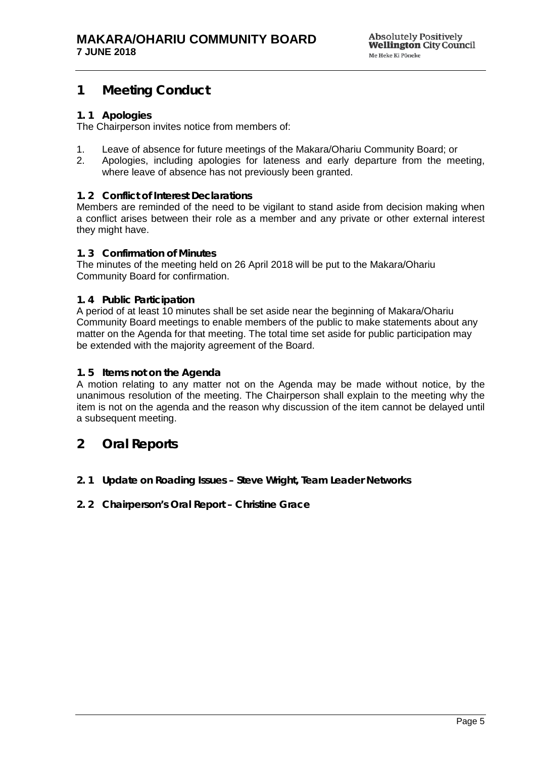# 1 Meeting Conduct

### 1. 1 Apologies

The Chairperson invites notice from members of:

1. Leave of absence for future meetings of the Makara/Ohariu Community Board; or
2. Apologies, including apologies for lateness and early departure from the meeting, where leave of absence has not previously been granted.

### 1. 2 Conflict of Interest Declarations

Members are reminded of the need to be vigilant to stand aside from decision making when a conflict arises between their role as a member and any private or other external interest they might have.

### 1. 3 Confirmation of Minutes

The minutes of the meeting held on 26 April 2018 will be put to the Makara/Ohariu Community Board for confirmation.

### 1. 4 Public Participation

A period of at least 10 minutes shall be set aside near the beginning of Makara/Ohariu Community Board meetings to enable members of the public to make statements about any matter on the Agenda for that meeting. The total time set aside for public participation may be extended with the majority agreement of the Board.

### 1. 5 Items not on the Agenda

A motion relating to any matter not on the Agenda may be made without notice, by the unanimous resolution of the meeting. The Chairperson shall explain to the meeting why the item is not on the agenda and the reason why discussion of the item cannot be delayed until a subsequent meeting.

# 2 Oral Reports

### 2. 1 Update on Roading Issues – Steve Wright, Team Leader Networks

### 2. 2 Chairperson's Oral Report – Christine Grace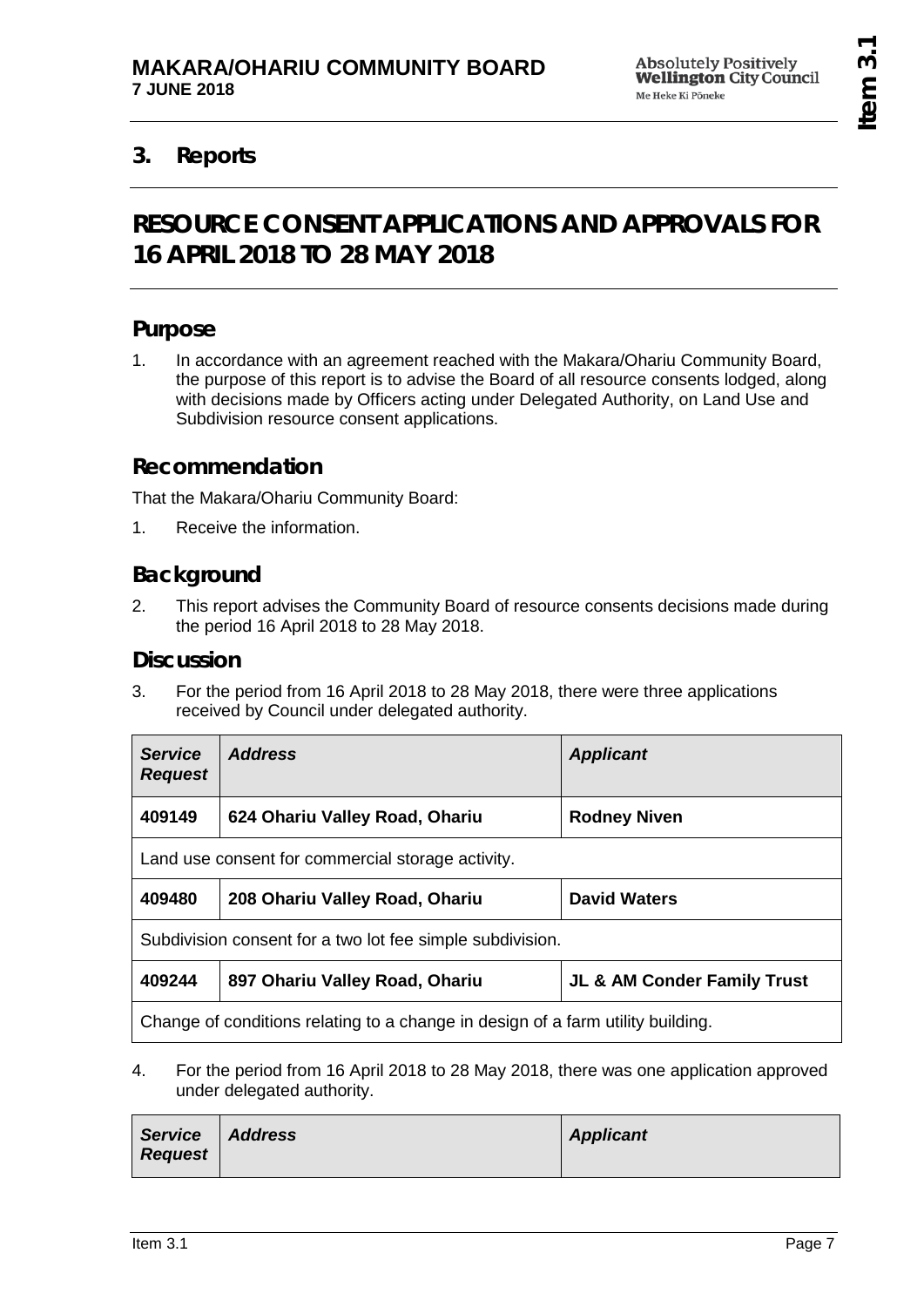## 3. Reports

# RESOURCE CONSENT APPLICATIONS AND APPROVALS FOR 16 APRIL 2018 TO 28 MAY 2018

## Purpose

1. In accordance with an agreement reached with the Makara/Ohariu Community Board, the purpose of this report is to advise the Board of all resource consents lodged, along with decisions made by Officers acting under Delegated Authority, on Land Use and Subdivision resource consent applications.

## Recommendation

That the Makara/Ohariu Community Board:

1. Receive the information.

## Background

2. This report advises the Community Board of resource consents decisions made during the period 16 April 2018 to 28 May 2018.

## Discussion

3. For the period from 16 April 2018 to 28 May 2018, there were three applications received by Council under delegated authority.

| *Service Request* | *Address* | *Applicant* |
|---|---|---|
| **409149** | **624 Ohariu Valley Road, Ohariu** | **Rodney Niven** |
| Land use consent for commercial storage activity. | | |
| **409480** | **208 Ohariu Valley Road, Ohariu** | **David Waters** |
| Subdivision consent for a two lot fee simple subdivision. | | |
| **409244** | **897 Ohariu Valley Road, Ohariu** | **JL & AM Conder Family Trust** |
| Change of conditions relating to a change in design of a farm utility building. | | |

4. For the period from 16 April 2018 to 28 May 2018, there was one application approved under delegated authority.

| *Service Request* | *Address* | *Applicant* |
|---|---|---|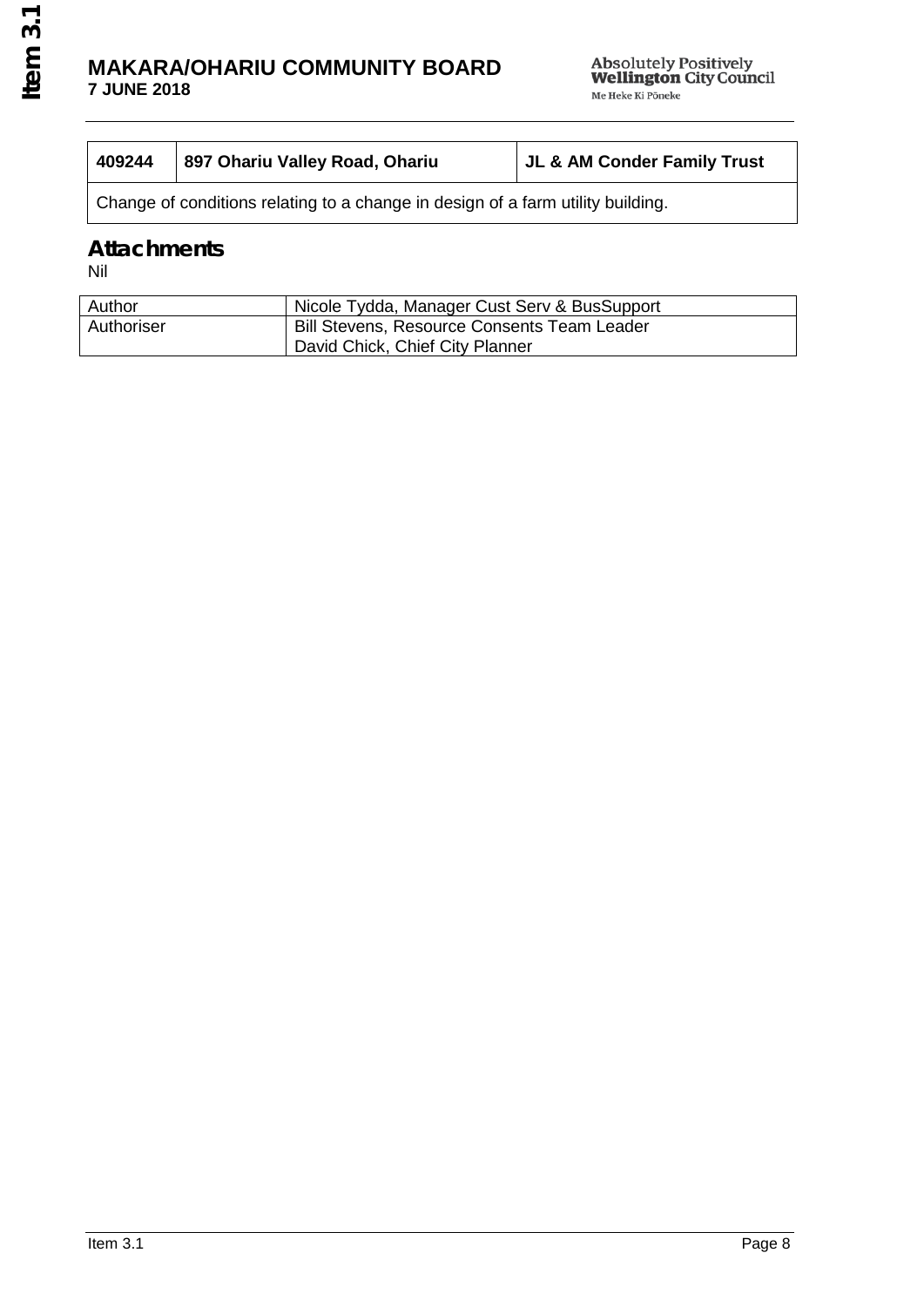| 409244 | 897 Ohariu Valley Road, Ohariu | JL & AM Conder Family Trust |
|---|---|---|
| Change of conditions relating to a change in design of a farm utility building. | | |

## Attachments

Nil

| Author | Nicole Tydda, Manager Cust Serv & BusSupport |
|---|---|
| Authoriser | Bill Stevens, Resource Consents Team Leader<br>David Chick, Chief City Planner |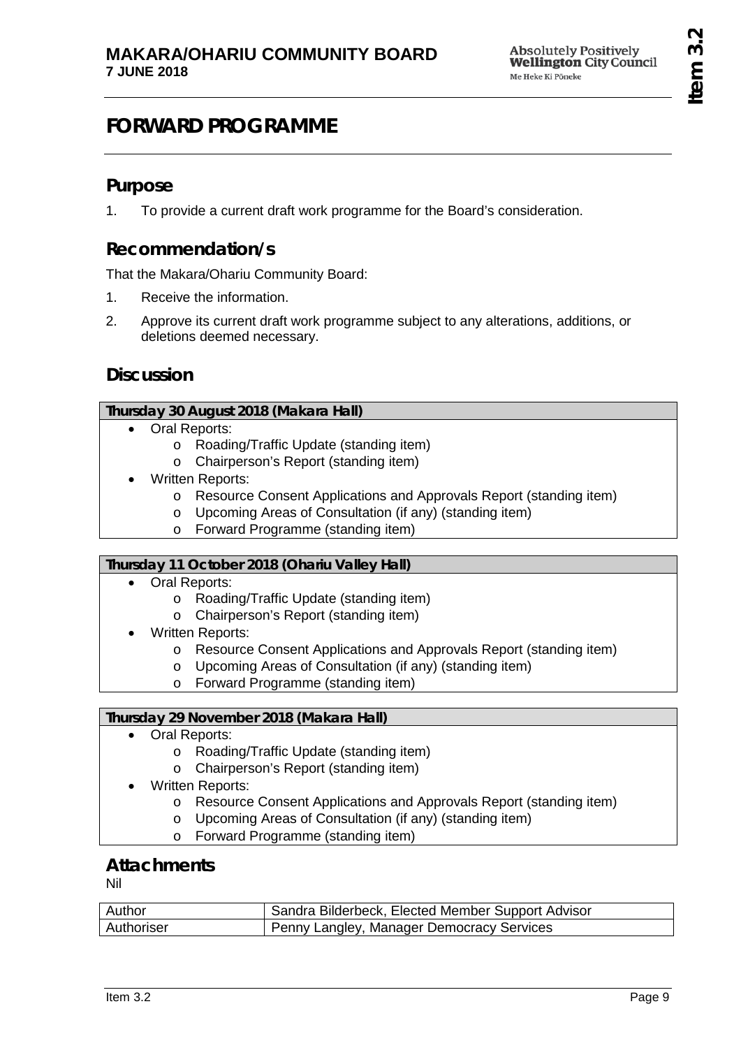# FORWARD PROGRAMME

## Purpose

1. To provide a current draft work programme for the Board's consideration.

## Recommendation/s

That the Makara/Ohariu Community Board:

1. Receive the information.
2. Approve its current draft work programme subject to any alterations, additions, or deletions deemed necessary.

## Discussion

| Thursday 30 August 2018 (Makara Hall) |
|---|
| • Oral Reports:<br>o Roading/Traffic Update (standing item)<br>o Chairperson's Report (standing item)<br>• Written Reports:<br>o Resource Consent Applications and Approvals Report (standing item)<br>o Upcoming Areas of Consultation (if any) (standing item)<br>o Forward Programme (standing item) |

| Thursday 11 October 2018 (Ohariu Valley Hall) |
|---|
| • Oral Reports:<br>o Roading/Traffic Update (standing item)<br>o Chairperson's Report (standing item)<br>• Written Reports:<br>o Resource Consent Applications and Approvals Report (standing item)<br>o Upcoming Areas of Consultation (if any) (standing item)<br>o Forward Programme (standing item) |

| Thursday 29 November 2018 (Makara Hall) |
|---|
| • Oral Reports:<br>o Roading/Traffic Update (standing item)<br>o Chairperson's Report (standing item)<br>• Written Reports:<br>o Resource Consent Applications and Approvals Report (standing item)<br>o Upcoming Areas of Consultation (if any) (standing item)<br>o Forward Programme (standing item) |

## Attachments

Nil

| Author | Sandra Bilderbeck, Elected Member Support Advisor |
|---|---|
| Authoriser | Penny Langley, Manager Democracy Services |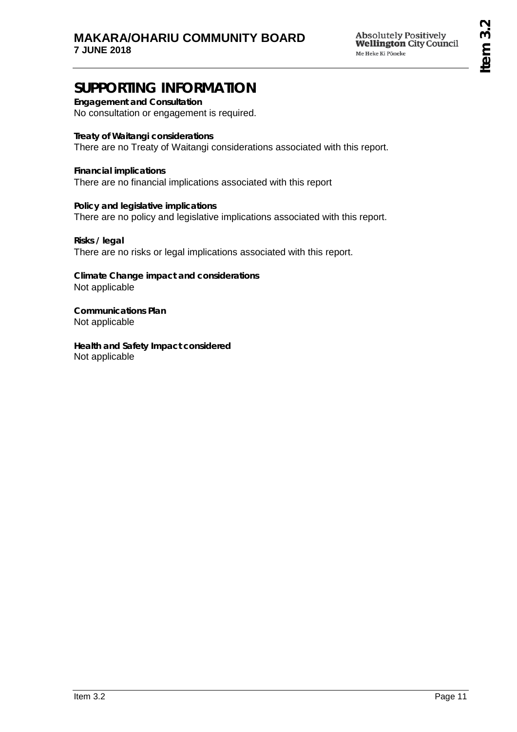# SUPPORTING INFORMATION

**Engagement and Consultation**
No consultation or engagement is required.

**Treaty of Waitangi considerations**
There are no Treaty of Waitangi considerations associated with this report.

**Financial implications**
There are no financial implications associated with this report

**Policy and legislative implications**
There are no policy and legislative implications associated with this report.

**Risks / legal**
There are no risks or legal implications associated with this report.

**Climate Change impact and considerations**
Not applicable

**Communications Plan**
Not applicable

**Health and Safety Impact considered**
Not applicable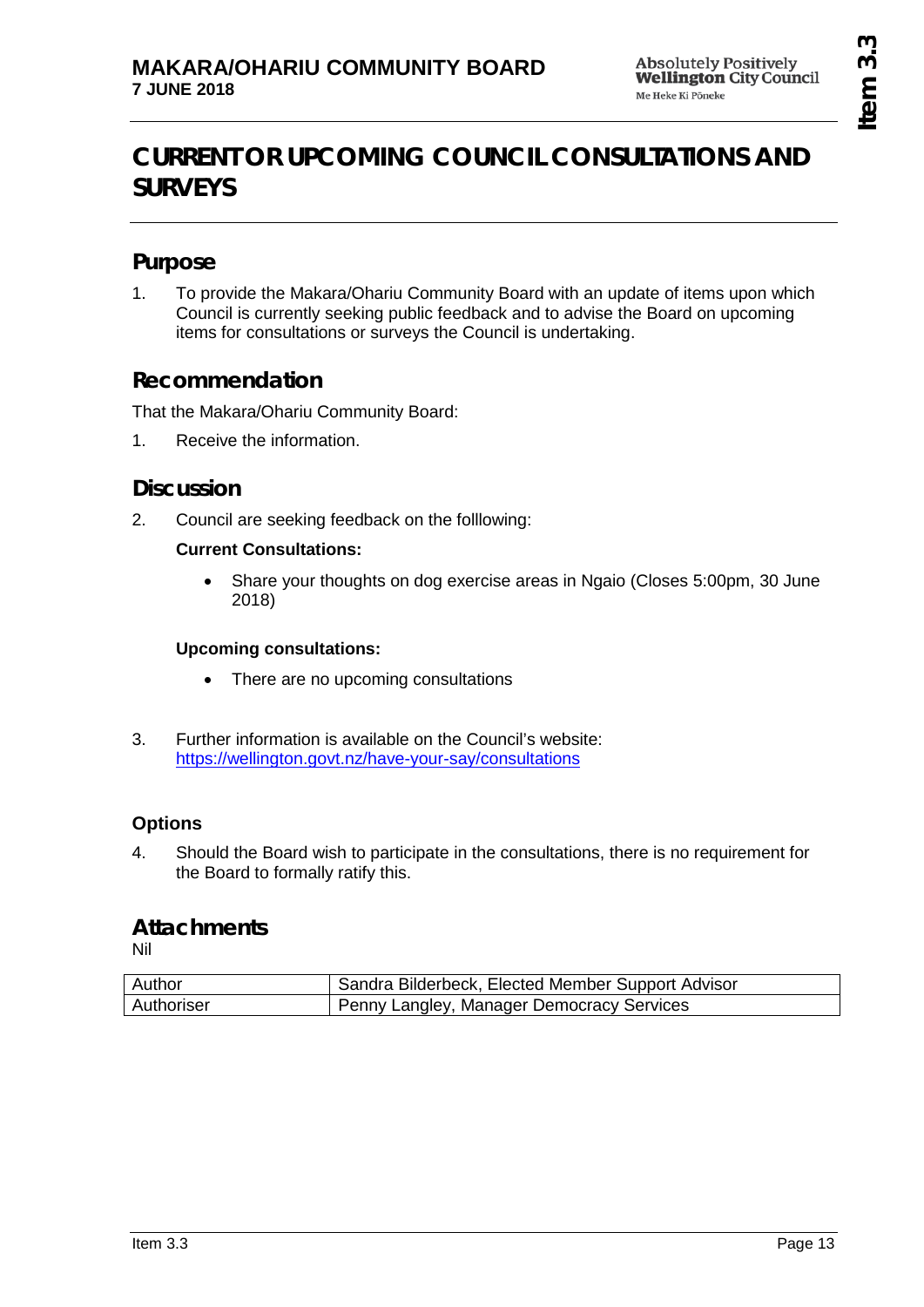# CURRENT OR UPCOMING COUNCIL CONSULTATIONS AND SURVEYS

## Purpose

1. To provide the Makara/Ohariu Community Board with an update of items upon which Council is currently seeking public feedback and to advise the Board on upcoming items for consultations or surveys the Council is undertaking.

## Recommendation

That the Makara/Ohariu Community Board:

1. Receive the information.

## Discussion

2. Council are seeking feedback on the folllowing:

   **Current Consultations:**

   - Share your thoughts on dog exercise areas in Ngaio (Closes 5:00pm, 30 June 2018)

   **Upcoming consultations:**

   - There are no upcoming consultations

3. Further information is available on the Council's website: https://wellington.govt.nz/have-your-say/consultations

### Options

4. Should the Board wish to participate in the consultations, there is no requirement for the Board to formally ratify this.

## Attachments

Nil

| Author | Sandra Bilderbeck, Elected Member Support Advisor |
|---|---|
| Authoriser | Penny Langley, Manager Democracy Services |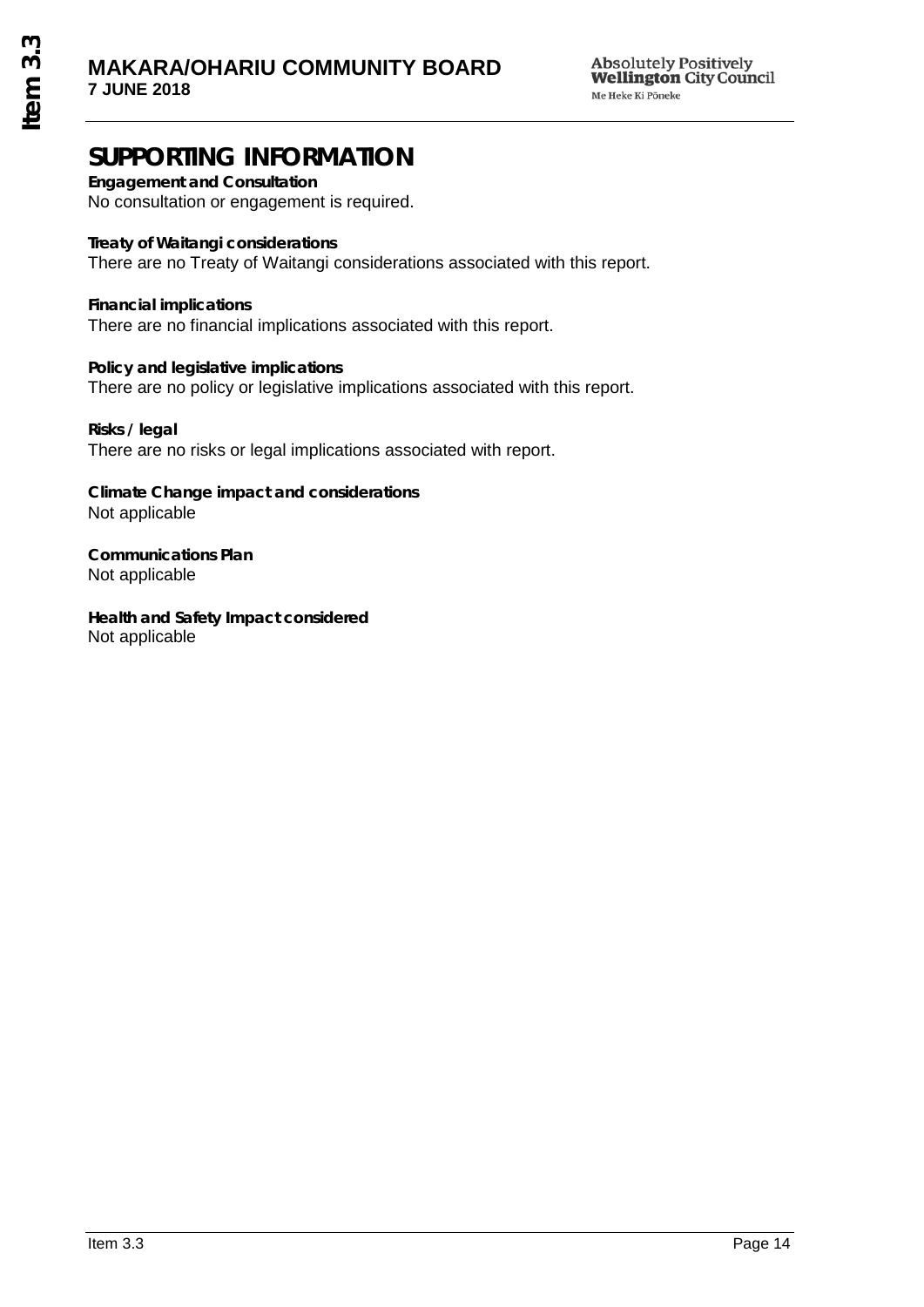# SUPPORTING INFORMATION

**Engagement and Consultation**
No consultation or engagement is required.

**Treaty of Waitangi considerations**
There are no Treaty of Waitangi considerations associated with this report.

**Financial implications**
There are no financial implications associated with this report.

**Policy and legislative implications**
There are no policy or legislative implications associated with this report.

**Risks / legal**
There are no risks or legal implications associated with report.

**Climate Change impact and considerations**
Not applicable

**Communications Plan**
Not applicable

**Health and Safety Impact considered**
Not applicable